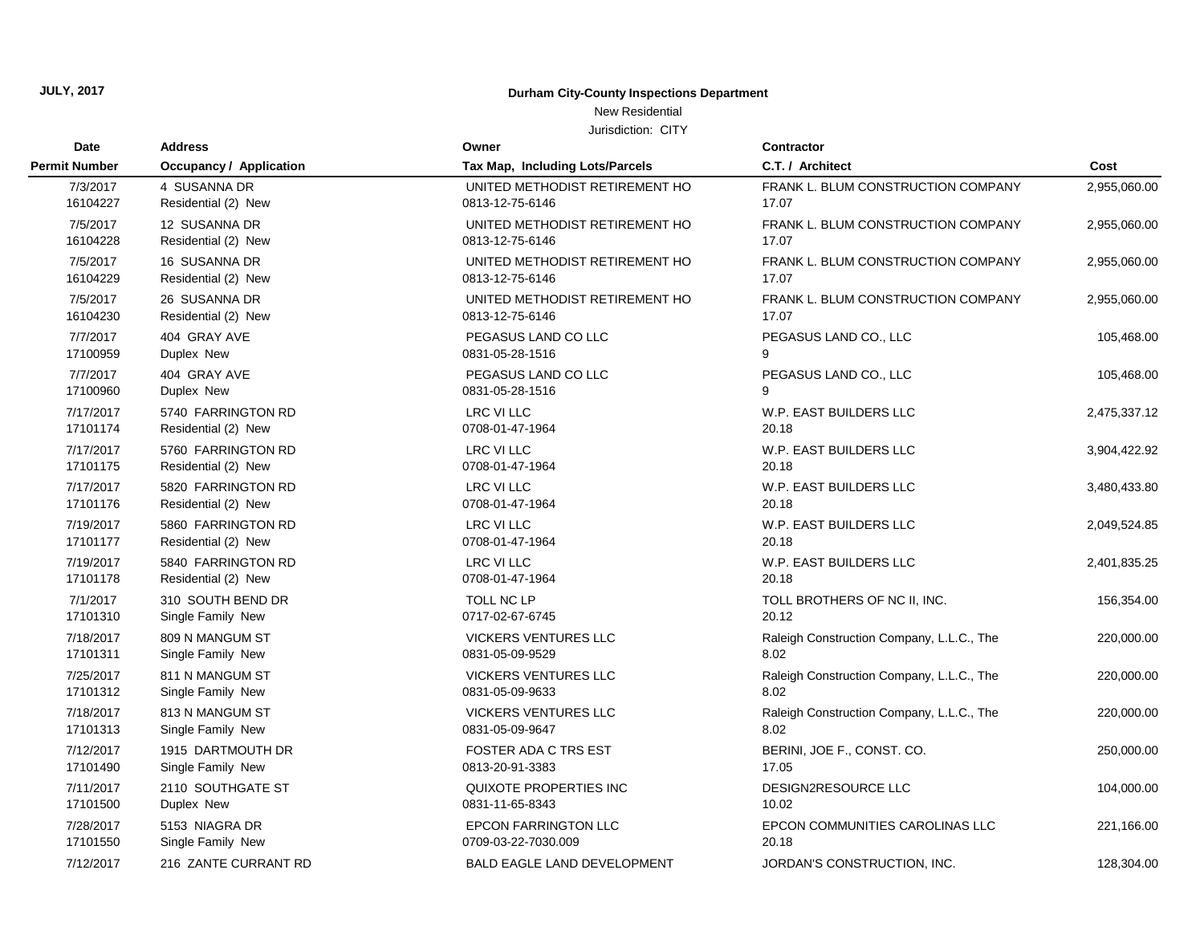**JULY, 2017**

## Durham City-County Inspections Department

New Residential

Jurisdiction: CITY

| Date<br>Permit Number | Address<br>Occupancy / Application | Owner<br>Tax Map, Including Lots/Parcels | Contractor<br>C.T. / Architect | Cost |
|---|---|---|---|---|
| 7/3/2017<br>16104227 | 4 SUSANNA DR<br>Residential (2) New | UNITED METHODIST RETIREMENT HO<br>0813-12-75-6146 | FRANK L. BLUM CONSTRUCTION COMPANY<br>17.07 | 2,955,060.00 |
| 7/5/2017<br>16104228 | 12 SUSANNA DR<br>Residential (2) New | UNITED METHODIST RETIREMENT HO<br>0813-12-75-6146 | FRANK L. BLUM CONSTRUCTION COMPANY<br>17.07 | 2,955,060.00 |
| 7/5/2017<br>16104229 | 16 SUSANNA DR<br>Residential (2) New | UNITED METHODIST RETIREMENT HO<br>0813-12-75-6146 | FRANK L. BLUM CONSTRUCTION COMPANY<br>17.07 | 2,955,060.00 |
| 7/5/2017<br>16104230 | 26 SUSANNA DR<br>Residential (2) New | UNITED METHODIST RETIREMENT HO<br>0813-12-75-6146 | FRANK L. BLUM CONSTRUCTION COMPANY<br>17.07 | 2,955,060.00 |
| 7/7/2017<br>17100959 | 404 GRAY AVE<br>Duplex New | PEGASUS LAND CO LLC<br>0831-05-28-1516 | PEGASUS LAND CO., LLC<br>9 | 105,468.00 |
| 7/7/2017<br>17100960 | 404 GRAY AVE<br>Duplex New | PEGASUS LAND CO LLC<br>0831-05-28-1516 | PEGASUS LAND CO., LLC<br>9 | 105,468.00 |
| 7/17/2017<br>17101174 | 5740 FARRINGTON RD<br>Residential (2) New | LRC VI LLC<br>0708-01-47-1964 | W.P. EAST BUILDERS LLC<br>20.18 | 2,475,337.12 |
| 7/17/2017<br>17101175 | 5760 FARRINGTON RD<br>Residential (2) New | LRC VI LLC<br>0708-01-47-1964 | W.P. EAST BUILDERS LLC<br>20.18 | 3,904,422.92 |
| 7/17/2017<br>17101176 | 5820 FARRINGTON RD<br>Residential (2) New | LRC VI LLC<br>0708-01-47-1964 | W.P. EAST BUILDERS LLC<br>20.18 | 3,480,433.80 |
| 7/19/2017<br>17101177 | 5860 FARRINGTON RD<br>Residential (2) New | LRC VI LLC<br>0708-01-47-1964 | W.P. EAST BUILDERS LLC<br>20.18 | 2,049,524.85 |
| 7/19/2017<br>17101178 | 5840 FARRINGTON RD<br>Residential (2) New | LRC VI LLC<br>0708-01-47-1964 | W.P. EAST BUILDERS LLC<br>20.18 | 2,401,835.25 |
| 7/1/2017<br>17101310 | 310 SOUTH BEND DR<br>Single Family New | TOLL NC LP<br>0717-02-67-6745 | TOLL BROTHERS OF NC II, INC.<br>20.12 | 156,354.00 |
| 7/18/2017<br>17101311 | 809 N MANGUM ST<br>Single Family New | VICKERS VENTURES LLC<br>0831-05-09-9529 | Raleigh Construction Company, L.L.C., The<br>8.02 | 220,000.00 |
| 7/25/2017<br>17101312 | 811 N MANGUM ST<br>Single Family New | VICKERS VENTURES LLC<br>0831-05-09-9633 | Raleigh Construction Company, L.L.C., The<br>8.02 | 220,000.00 |
| 7/18/2017<br>17101313 | 813 N MANGUM ST<br>Single Family New | VICKERS VENTURES LLC<br>0831-05-09-9647 | Raleigh Construction Company, L.L.C., The<br>8.02 | 220,000.00 |
| 7/12/2017<br>17101490 | 1915 DARTMOUTH DR<br>Single Family New | FOSTER ADA C TRS EST<br>0813-20-91-3383 | BERINI, JOE F., CONST. CO.<br>17.05 | 250,000.00 |
| 7/11/2017<br>17101500 | 2110 SOUTHGATE ST<br>Duplex New | QUIXOTE PROPERTIES INC<br>0831-11-65-8343 | DESIGN2RESOURCE LLC<br>10.02 | 104,000.00 |
| 7/28/2017<br>17101550 | 5153 NIAGRA DR<br>Single Family New | EPCON FARRINGTON LLC<br>0709-03-22-7030.009 | EPCON COMMUNITIES CAROLINAS LLC<br>20.18 | 221,166.00 |
| 7/12/2017 | 216 ZANTE CURRANT RD | BALD EAGLE LAND DEVELOPMENT | JORDAN'S CONSTRUCTION, INC. | 128,304.00 |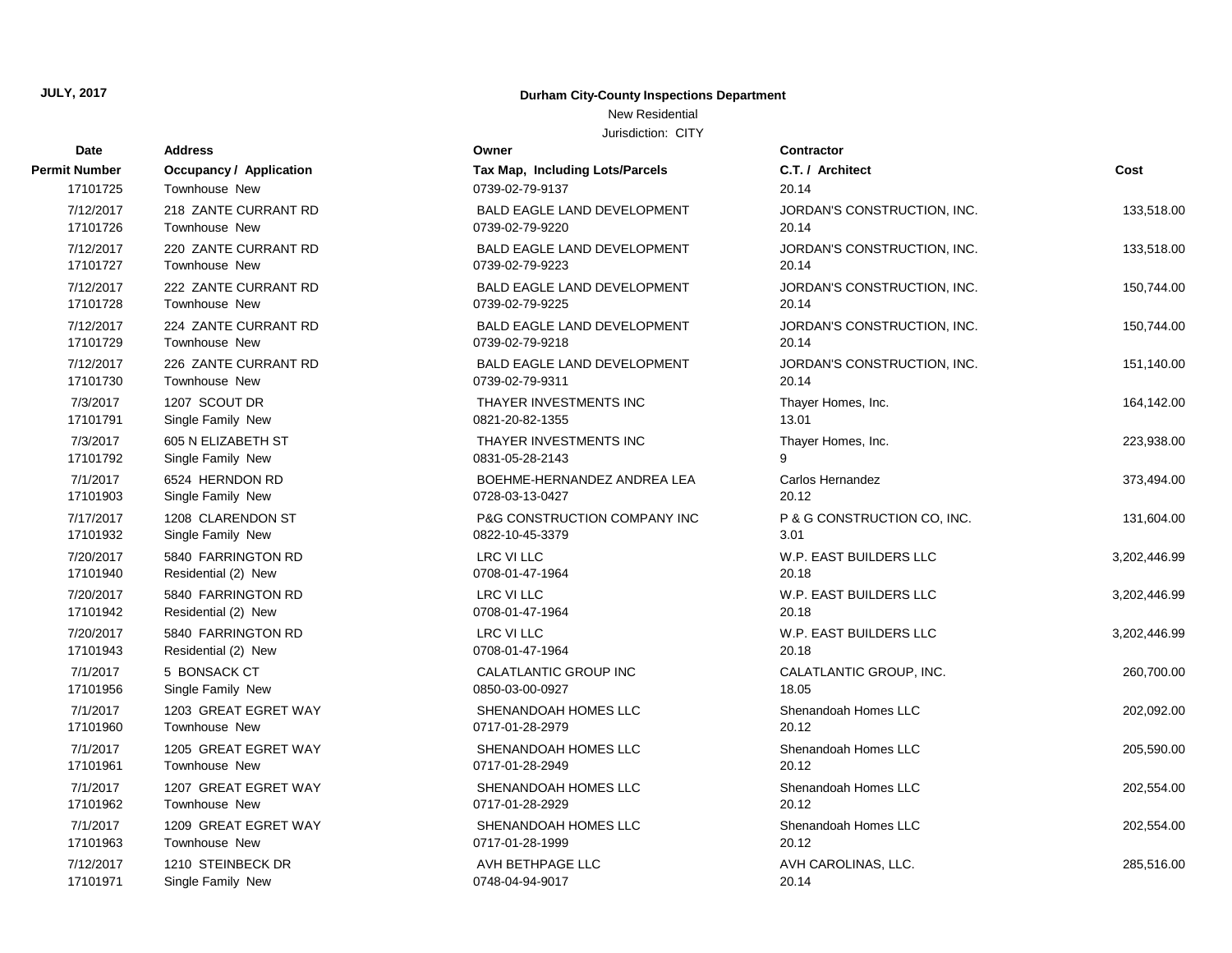**JULY, 2017**

**Durham City-County Inspections Department**

New Residential

Jurisdiction: CITY

| Date / Permit Number | Address / Occupancy / Application | Owner / Tax Map, Including Lots/Parcels | Contractor / C.T. / Architect | Cost |
|---|---|---|---|---|
| 17101725 | Townhouse New | 0739-02-79-9137 | 20.14 | |
| 7/12/2017 | 218 ZANTE CURRANT RD | BALD EAGLE LAND DEVELOPMENT | JORDAN'S CONSTRUCTION, INC. | 133,518.00 |
| 17101726 | Townhouse New | 0739-02-79-9220 | 20.14 | |
| 7/12/2017 | 220 ZANTE CURRANT RD | BALD EAGLE LAND DEVELOPMENT | JORDAN'S CONSTRUCTION, INC. | 133,518.00 |
| 17101727 | Townhouse New | 0739-02-79-9223 | 20.14 | |
| 7/12/2017 | 222 ZANTE CURRANT RD | BALD EAGLE LAND DEVELOPMENT | JORDAN'S CONSTRUCTION, INC. | 150,744.00 |
| 17101728 | Townhouse New | 0739-02-79-9225 | 20.14 | |
| 7/12/2017 | 224 ZANTE CURRANT RD | BALD EAGLE LAND DEVELOPMENT | JORDAN'S CONSTRUCTION, INC. | 150,744.00 |
| 17101729 | Townhouse New | 0739-02-79-9218 | 20.14 | |
| 7/12/2017 | 226 ZANTE CURRANT RD | BALD EAGLE LAND DEVELOPMENT | JORDAN'S CONSTRUCTION, INC. | 151,140.00 |
| 17101730 | Townhouse New | 0739-02-79-9311 | 20.14 | |
| 7/3/2017 | 1207 SCOUT DR | THAYER INVESTMENTS INC | Thayer Homes, Inc. | 164,142.00 |
| 17101791 | Single Family New | 0821-20-82-1355 | 13.01 | |
| 7/3/2017 | 605 N ELIZABETH ST | THAYER INVESTMENTS INC | Thayer Homes, Inc. | 223,938.00 |
| 17101792 | Single Family New | 0831-05-28-2143 | 9 | |
| 7/1/2017 | 6524 HERNDON RD | BOEHME-HERNANDEZ ANDREA LEA | Carlos Hernandez | 373,494.00 |
| 17101903 | Single Family New | 0728-03-13-0427 | 20.12 | |
| 7/17/2017 | 1208 CLARENDON ST | P&G CONSTRUCTION COMPANY INC | P & G CONSTRUCTION CO, INC. | 131,604.00 |
| 17101932 | Single Family New | 0822-10-45-3379 | 3.01 | |
| 7/20/2017 | 5840 FARRINGTON RD | LRC VI LLC | W.P. EAST BUILDERS LLC | 3,202,446.99 |
| 17101940 | Residential (2) New | 0708-01-47-1964 | 20.18 | |
| 7/20/2017 | 5840 FARRINGTON RD | LRC VI LLC | W.P. EAST BUILDERS LLC | 3,202,446.99 |
| 17101942 | Residential (2) New | 0708-01-47-1964 | 20.18 | |
| 7/20/2017 | 5840 FARRINGTON RD | LRC VI LLC | W.P. EAST BUILDERS LLC | 3,202,446.99 |
| 17101943 | Residential (2) New | 0708-01-47-1964 | 20.18 | |
| 7/1/2017 | 5 BONSACK CT | CALATLANTIC GROUP INC | CALATLANTIC GROUP, INC. | 260,700.00 |
| 17101956 | Single Family New | 0850-03-00-0927 | 18.05 | |
| 7/1/2017 | 1203 GREAT EGRET WAY | SHENANDOAH HOMES LLC | Shenandoah Homes LLC | 202,092.00 |
| 17101960 | Townhouse New | 0717-01-28-2979 | 20.12 | |
| 7/1/2017 | 1205 GREAT EGRET WAY | SHENANDOAH HOMES LLC | Shenandoah Homes LLC | 205,590.00 |
| 17101961 | Townhouse New | 0717-01-28-2949 | 20.12 | |
| 7/1/2017 | 1207 GREAT EGRET WAY | SHENANDOAH HOMES LLC | Shenandoah Homes LLC | 202,554.00 |
| 17101962 | Townhouse New | 0717-01-28-2929 | 20.12 | |
| 7/1/2017 | 1209 GREAT EGRET WAY | SHENANDOAH HOMES LLC | Shenandoah Homes LLC | 202,554.00 |
| 17101963 | Townhouse New | 0717-01-28-1999 | 20.12 | |
| 7/12/2017 | 1210 STEINBECK DR | AVH BETHPAGE LLC | AVH CAROLINAS, LLC. | 285,516.00 |
| 17101971 | Single Family New | 0748-04-94-9017 | 20.14 | |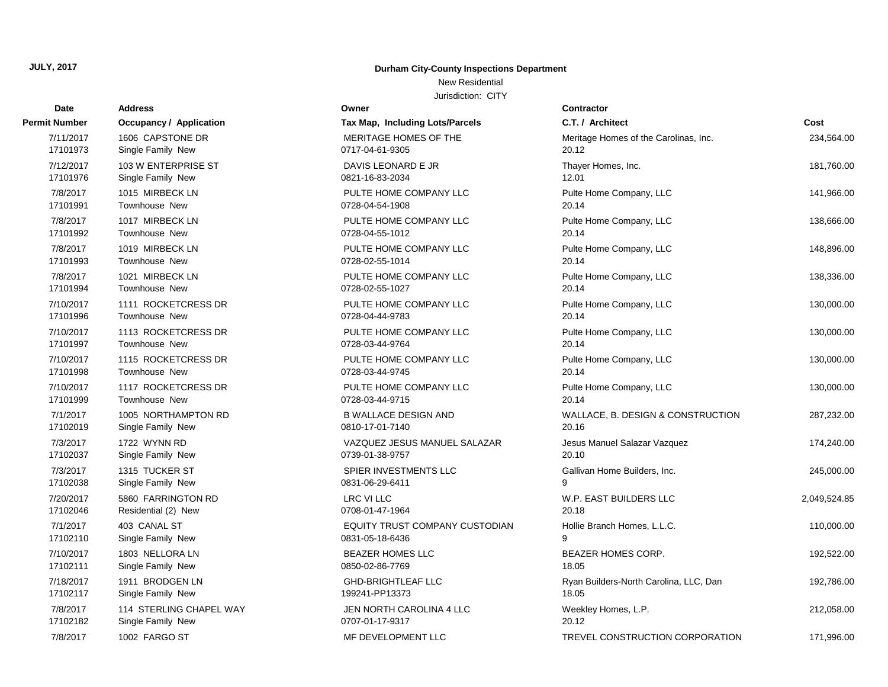**JULY, 2017**

**Durham City-County Inspections Department**

New Residential

Jurisdiction: CITY

| Date<br>Permit Number | Address<br>Occupancy / Application | Owner<br>Tax Map, Including Lots/Parcels | Contractor<br>C.T. / Architect | Cost |
|---|---|---|---|---|
| 7/11/2017<br>17101973 | 1606 CAPSTONE DR<br>Single Family New | MERITAGE HOMES OF THE<br>0717-04-61-9305 | Meritage Homes of the Carolinas, Inc.<br>20.12 | 234,564.00 |
| 7/12/2017<br>17101976 | 103 W ENTERPRISE ST<br>Single Family New | DAVIS LEONARD E JR<br>0821-16-83-2034 | Thayer Homes, Inc.<br>12.01 | 181,760.00 |
| 7/8/2017<br>17101991 | 1015 MIRBECK LN<br>Townhouse New | PULTE HOME COMPANY LLC<br>0728-04-54-1908 | Pulte Home Company, LLC<br>20.14 | 141,966.00 |
| 7/8/2017<br>17101992 | 1017 MIRBECK LN<br>Townhouse New | PULTE HOME COMPANY LLC<br>0728-04-55-1012 | Pulte Home Company, LLC<br>20.14 | 138,666.00 |
| 7/8/2017<br>17101993 | 1019 MIRBECK LN<br>Townhouse New | PULTE HOME COMPANY LLC<br>0728-02-55-1014 | Pulte Home Company, LLC<br>20.14 | 148,896.00 |
| 7/8/2017<br>17101994 | 1021 MIRBECK LN<br>Townhouse New | PULTE HOME COMPANY LLC<br>0728-02-55-1027 | Pulte Home Company, LLC<br>20.14 | 138,336.00 |
| 7/10/2017<br>17101996 | 1111 ROCKETCRESS DR<br>Townhouse New | PULTE HOME COMPANY LLC<br>0728-04-44-9783 | Pulte Home Company, LLC<br>20.14 | 130,000.00 |
| 7/10/2017<br>17101997 | 1113 ROCKETCRESS DR<br>Townhouse New | PULTE HOME COMPANY LLC<br>0728-03-44-9764 | Pulte Home Company, LLC<br>20.14 | 130,000.00 |
| 7/10/2017<br>17101998 | 1115 ROCKETCRESS DR<br>Townhouse New | PULTE HOME COMPANY LLC<br>0728-03-44-9745 | Pulte Home Company, LLC<br>20.14 | 130,000.00 |
| 7/10/2017<br>17101999 | 1117 ROCKETCRESS DR<br>Townhouse New | PULTE HOME COMPANY LLC<br>0728-03-44-9715 | Pulte Home Company, LLC<br>20.14 | 130,000.00 |
| 7/1/2017<br>17102019 | 1005 NORTHAMPTON RD<br>Single Family New | B WALLACE DESIGN AND<br>0810-17-01-7140 | WALLACE, B. DESIGN & CONSTRUCTION<br>20.16 | 287,232.00 |
| 7/3/2017<br>17102037 | 1722 WYNN RD<br>Single Family New | VAZQUEZ JESUS MANUEL SALAZAR<br>0739-01-38-9757 | Jesus Manuel Salazar Vazquez<br>20.10 | 174,240.00 |
| 7/3/2017<br>17102038 | 1315 TUCKER ST<br>Single Family New | SPIER INVESTMENTS LLC<br>0831-06-29-6411 | Gallivan Home Builders, Inc.<br>9 | 245,000.00 |
| 7/20/2017<br>17102046 | 5860 FARRINGTON RD<br>Residential (2) New | LRC VI LLC<br>0708-01-47-1964 | W.P. EAST BUILDERS LLC<br>20.18 | 2,049,524.85 |
| 7/1/2017<br>17102110 | 403 CANAL ST<br>Single Family New | EQUITY TRUST COMPANY CUSTODIAN<br>0831-05-18-6436 | Hollie Branch Homes, L.L.C.<br>9 | 110,000.00 |
| 7/10/2017<br>17102111 | 1803 NELLORA LN<br>Single Family New | BEAZER HOMES LLC<br>0850-02-86-7769 | BEAZER HOMES CORP.<br>18.05 | 192,522.00 |
| 7/18/2017<br>17102117 | 1911 BRODGEN LN<br>Single Family New | GHD-BRIGHTLEAF LLC<br>199241-PP13373 | Ryan Builders-North Carolina, LLC, Dan<br>18.05 | 192,786.00 |
| 7/8/2017<br>17102182 | 114 STERLING CHAPEL WAY<br>Single Family New | JEN NORTH CAROLINA 4 LLC<br>0707-01-17-9317 | Weekley Homes, L.P.<br>20.12 | 212,058.00 |
| 7/8/2017 | 1002 FARGO ST | MF DEVELOPMENT LLC | TREVEL CONSTRUCTION CORPORATION | 171,996.00 |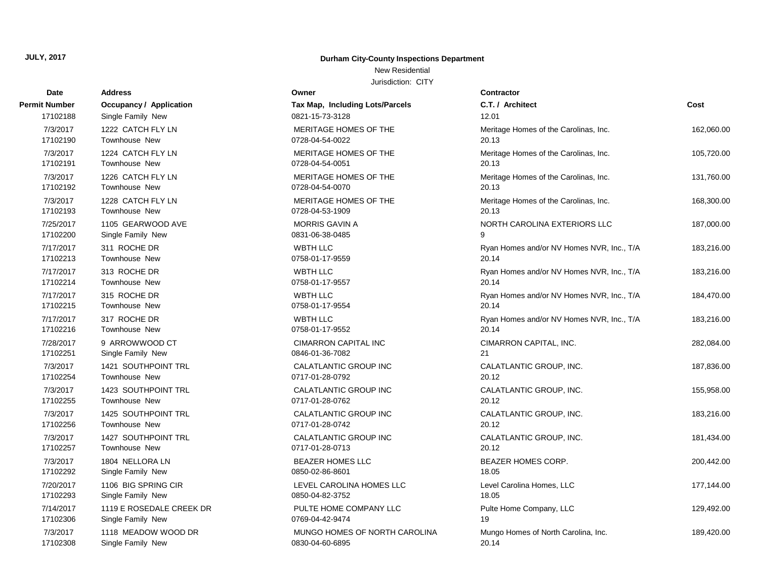**JULY, 2017**

**Durham City-County Inspections Department**

New Residential

Jurisdiction: CITY

| Date / Permit Number | Address / Occupancy / Application | Owner / Tax Map, Including Lots/Parcels | Contractor / C.T. / Architect | Cost |
|---|---|---|---|---|
| 17102188 | Single Family New | 0821-15-73-3128 | 12.01 | |
| 7/3/2017 | 1222 CATCH FLY LN | MERITAGE HOMES OF THE | Meritage Homes of the Carolinas, Inc. | 162,060.00 |
| 17102190 | Townhouse New | 0728-04-54-0022 | 20.13 | |
| 7/3/2017 | 1224 CATCH FLY LN | MERITAGE HOMES OF THE | Meritage Homes of the Carolinas, Inc. | 105,720.00 |
| 17102191 | Townhouse New | 0728-04-54-0051 | 20.13 | |
| 7/3/2017 | 1226 CATCH FLY LN | MERITAGE HOMES OF THE | Meritage Homes of the Carolinas, Inc. | 131,760.00 |
| 17102192 | Townhouse New | 0728-04-54-0070 | 20.13 | |
| 7/3/2017 | 1228 CATCH FLY LN | MERITAGE HOMES OF THE | Meritage Homes of the Carolinas, Inc. | 168,300.00 |
| 17102193 | Townhouse New | 0728-04-53-1909 | 20.13 | |
| 7/25/2017 | 1105 GEARWOOD AVE | MORRIS GAVIN A | NORTH CAROLINA EXTERIORS LLC | 187,000.00 |
| 17102200 | Single Family New | 0831-06-38-0485 | 9 | |
| 7/17/2017 | 311 ROCHE DR | WBTH LLC | Ryan Homes and/or NV Homes NVR, Inc., T/A | 183,216.00 |
| 17102213 | Townhouse New | 0758-01-17-9559 | 20.14 | |
| 7/17/2017 | 313 ROCHE DR | WBTH LLC | Ryan Homes and/or NV Homes NVR, Inc., T/A | 183,216.00 |
| 17102214 | Townhouse New | 0758-01-17-9557 | 20.14 | |
| 7/17/2017 | 315 ROCHE DR | WBTH LLC | Ryan Homes and/or NV Homes NVR, Inc., T/A | 184,470.00 |
| 17102215 | Townhouse New | 0758-01-17-9554 | 20.14 | |
| 7/17/2017 | 317 ROCHE DR | WBTH LLC | Ryan Homes and/or NV Homes NVR, Inc., T/A | 183,216.00 |
| 17102216 | Townhouse New | 0758-01-17-9552 | 20.14 | |
| 7/28/2017 | 9 ARROWWOOD CT | CIMARRON CAPITAL INC | CIMARRON CAPITAL, INC. | 282,084.00 |
| 17102251 | Single Family New | 0846-01-36-7082 | 21 | |
| 7/3/2017 | 1421 SOUTHPOINT TRL | CALATLANTIC GROUP INC | CALATLANTIC GROUP, INC. | 187,836.00 |
| 17102254 | Townhouse New | 0717-01-28-0792 | 20.12 | |
| 7/3/2017 | 1423 SOUTHPOINT TRL | CALATLANTIC GROUP INC | CALATLANTIC GROUP, INC. | 155,958.00 |
| 17102255 | Townhouse New | 0717-01-28-0762 | 20.12 | |
| 7/3/2017 | 1425 SOUTHPOINT TRL | CALATLANTIC GROUP INC | CALATLANTIC GROUP, INC. | 183,216.00 |
| 17102256 | Townhouse New | 0717-01-28-0742 | 20.12 | |
| 7/3/2017 | 1427 SOUTHPOINT TRL | CALATLANTIC GROUP INC | CALATLANTIC GROUP, INC. | 181,434.00 |
| 17102257 | Townhouse New | 0717-01-28-0713 | 20.12 | |
| 7/3/2017 | 1804 NELLORA LN | BEAZER HOMES LLC | BEAZER HOMES CORP. | 200,442.00 |
| 17102292 | Single Family New | 0850-02-86-8601 | 18.05 | |
| 7/20/2017 | 1106 BIG SPRING CIR | LEVEL CAROLINA HOMES LLC | Level Carolina Homes, LLC | 177,144.00 |
| 17102293 | Single Family New | 0850-04-82-3752 | 18.05 | |
| 7/14/2017 | 1119 E ROSEDALE CREEK DR | PULTE HOME COMPANY LLC | Pulte Home Company, LLC | 129,492.00 |
| 17102306 | Single Family New | 0769-04-42-9474 | 19 | |
| 7/3/2017 | 1118 MEADOW WOOD DR | MUNGO HOMES OF NORTH CAROLINA | Mungo Homes of North Carolina, Inc. | 189,420.00 |
| 17102308 | Single Family New | 0830-04-60-6895 | 20.14 | |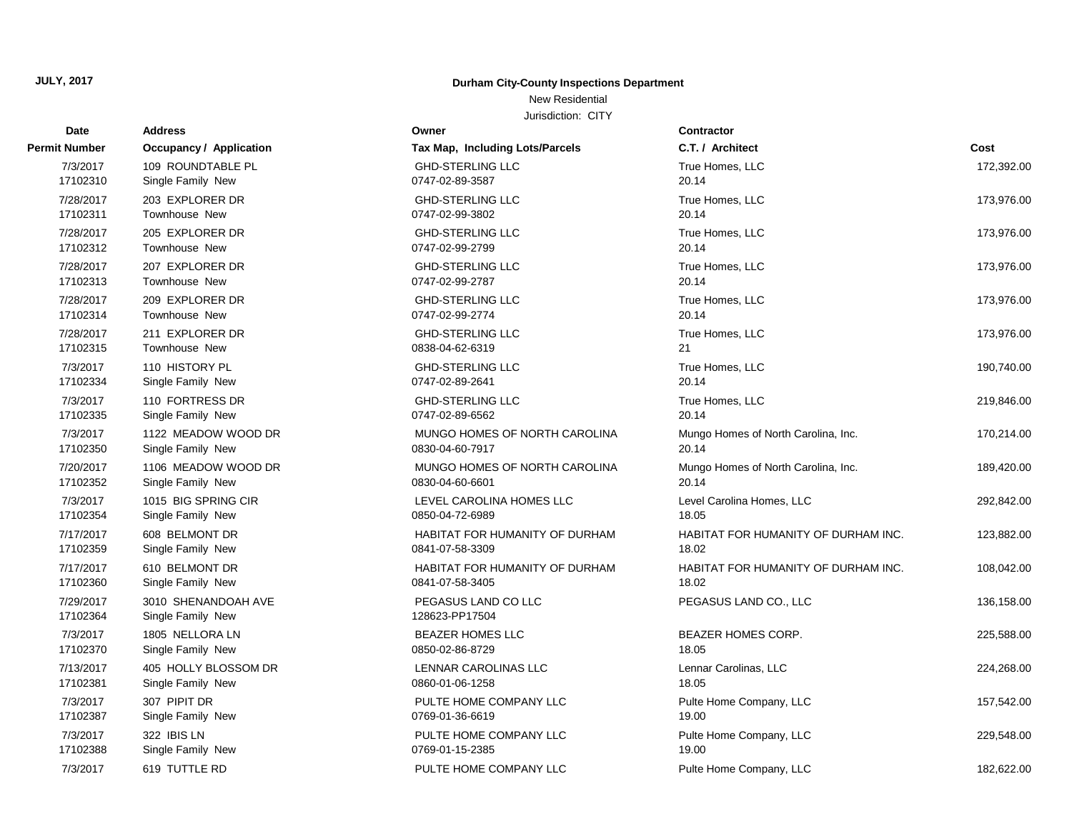**JULY, 2017**

**Durham City-County Inspections Department**

New Residential

Jurisdiction: CITY

| Date / Permit Number | Address / Occupancy / Application | Owner / Tax Map, Including Lots/Parcels | Contractor / C.T. / Architect | Cost |
|---|---|---|---|---|
| 7/3/2017<br>17102310 | 109 ROUNDTABLE PL<br>Single Family New | GHD-STERLING LLC<br>0747-02-89-3587 | True Homes, LLC<br>20.14 | 172,392.00 |
| 7/28/2017<br>17102311 | 203 EXPLORER DR<br>Townhouse New | GHD-STERLING LLC<br>0747-02-99-3802 | True Homes, LLC<br>20.14 | 173,976.00 |
| 7/28/2017<br>17102312 | 205 EXPLORER DR<br>Townhouse New | GHD-STERLING LLC<br>0747-02-99-2799 | True Homes, LLC<br>20.14 | 173,976.00 |
| 7/28/2017<br>17102313 | 207 EXPLORER DR<br>Townhouse New | GHD-STERLING LLC<br>0747-02-99-2787 | True Homes, LLC<br>20.14 | 173,976.00 |
| 7/28/2017<br>17102314 | 209 EXPLORER DR<br>Townhouse New | GHD-STERLING LLC<br>0747-02-99-2774 | True Homes, LLC<br>20.14 | 173,976.00 |
| 7/28/2017<br>17102315 | 211 EXPLORER DR<br>Townhouse New | GHD-STERLING LLC<br>0838-04-62-6319 | True Homes, LLC<br>21 | 173,976.00 |
| 7/3/2017<br>17102334 | 110 HISTORY PL<br>Single Family New | GHD-STERLING LLC<br>0747-02-89-2641 | True Homes, LLC<br>20.14 | 190,740.00 |
| 7/3/2017<br>17102335 | 110 FORTRESS DR<br>Single Family New | GHD-STERLING LLC<br>0747-02-89-6562 | True Homes, LLC<br>20.14 | 219,846.00 |
| 7/3/2017<br>17102350 | 1122 MEADOW WOOD DR<br>Single Family New | MUNGO HOMES OF NORTH CAROLINA<br>0830-04-60-7917 | Mungo Homes of North Carolina, Inc.<br>20.14 | 170,214.00 |
| 7/20/2017<br>17102352 | 1106 MEADOW WOOD DR<br>Single Family New | MUNGO HOMES OF NORTH CAROLINA<br>0830-04-60-6601 | Mungo Homes of North Carolina, Inc.<br>20.14 | 189,420.00 |
| 7/3/2017<br>17102354 | 1015 BIG SPRING CIR<br>Single Family New | LEVEL CAROLINA HOMES LLC<br>0850-04-72-6989 | Level Carolina Homes, LLC<br>18.05 | 292,842.00 |
| 7/17/2017<br>17102359 | 608 BELMONT DR<br>Single Family New | HABITAT FOR HUMANITY OF DURHAM<br>0841-07-58-3309 | HABITAT FOR HUMANITY OF DURHAM INC.<br>18.02 | 123,882.00 |
| 7/17/2017<br>17102360 | 610 BELMONT DR<br>Single Family New | HABITAT FOR HUMANITY OF DURHAM<br>0841-07-58-3405 | HABITAT FOR HUMANITY OF DURHAM INC.<br>18.02 | 108,042.00 |
| 7/29/2017<br>17102364 | 3010 SHENANDOAH AVE<br>Single Family New | PEGASUS LAND CO LLC<br>128623-PP17504 | PEGASUS LAND CO., LLC | 136,158.00 |
| 7/3/2017<br>17102370 | 1805 NELLORA LN<br>Single Family New | BEAZER HOMES LLC<br>0850-02-86-8729 | BEAZER HOMES CORP.<br>18.05 | 225,588.00 |
| 7/13/2017<br>17102381 | 405 HOLLY BLOSSOM DR<br>Single Family New | LENNAR CAROLINAS LLC<br>0860-01-06-1258 | Lennar Carolinas, LLC<br>18.05 | 224,268.00 |
| 7/3/2017<br>17102387 | 307 PIPIT DR<br>Single Family New | PULTE HOME COMPANY LLC<br>0769-01-36-6619 | Pulte Home Company, LLC<br>19.00 | 157,542.00 |
| 7/3/2017<br>17102388 | 322 IBIS LN<br>Single Family New | PULTE HOME COMPANY LLC<br>0769-01-15-2385 | Pulte Home Company, LLC<br>19.00 | 229,548.00 |
| 7/3/2017 | 619 TUTTLE RD | PULTE HOME COMPANY LLC | Pulte Home Company, LLC | 182,622.00 |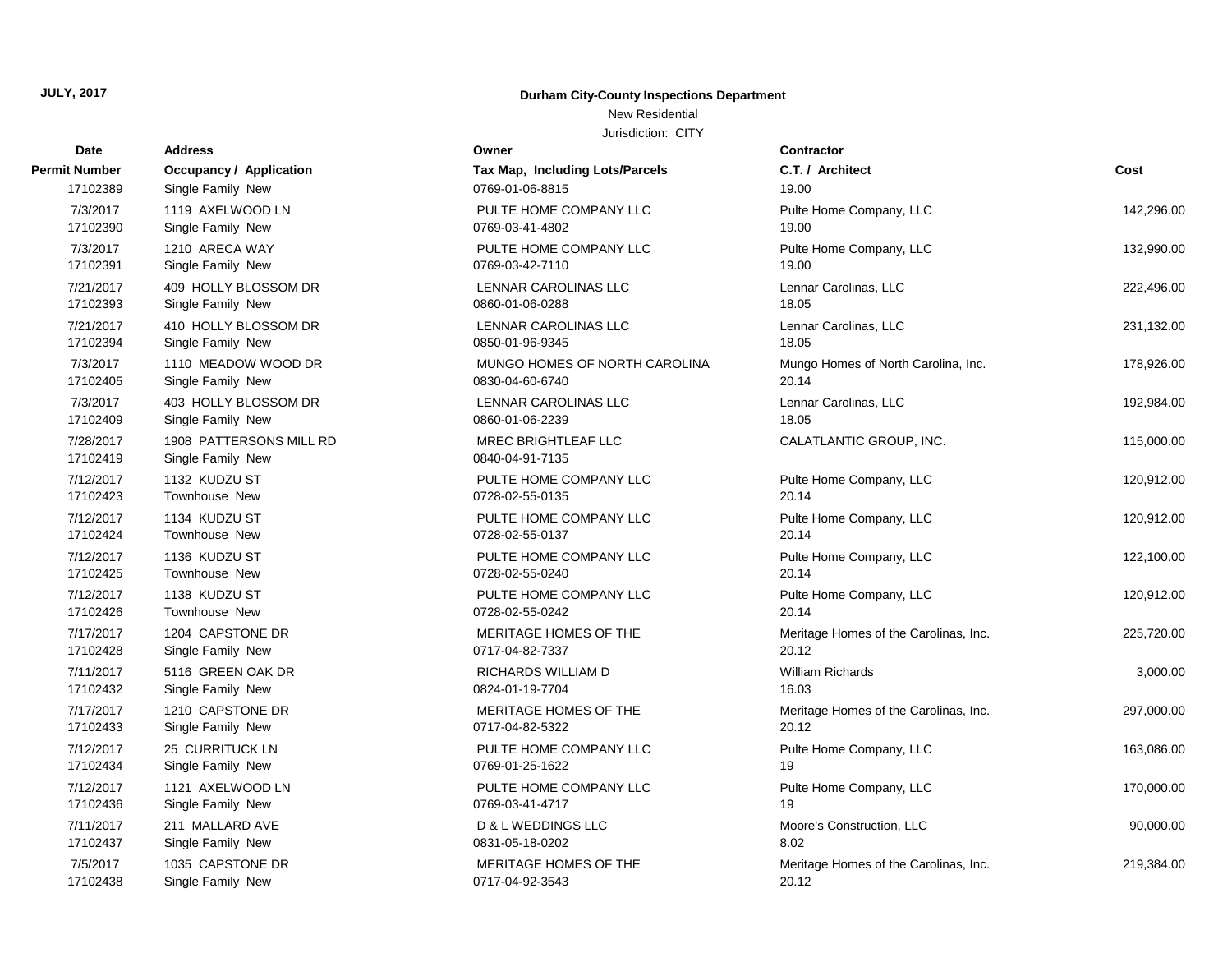**JULY, 2017**

**Durham City-County Inspections Department**

New Residential

Jurisdiction: CITY

| Date / Permit Number | Address / Occupancy / Application | Owner / Tax Map, Including Lots/Parcels | Contractor / C.T. / Architect | Cost |
|---|---|---|---|---|
| 17102389 | Single Family New | 0769-01-06-8815 | 19.00 | |
| 7/3/2017 | 1119 AXELWOOD LN | PULTE HOME COMPANY LLC | Pulte Home Company, LLC | 142,296.00 |
| 17102390 | Single Family New | 0769-03-41-4802 | 19.00 | |
| 7/3/2017 | 1210 ARECA WAY | PULTE HOME COMPANY LLC | Pulte Home Company, LLC | 132,990.00 |
| 17102391 | Single Family New | 0769-03-42-7110 | 19.00 | |
| 7/21/2017 | 409 HOLLY BLOSSOM DR | LENNAR CAROLINAS LLC | Lennar Carolinas, LLC | 222,496.00 |
| 17102393 | Single Family New | 0860-01-06-0288 | 18.05 | |
| 7/21/2017 | 410 HOLLY BLOSSOM DR | LENNAR CAROLINAS LLC | Lennar Carolinas, LLC | 231,132.00 |
| 17102394 | Single Family New | 0850-01-96-9345 | 18.05 | |
| 7/3/2017 | 1110 MEADOW WOOD DR | MUNGO HOMES OF NORTH CAROLINA | Mungo Homes of North Carolina, Inc. | 178,926.00 |
| 17102405 | Single Family New | 0830-04-60-6740 | 20.14 | |
| 7/3/2017 | 403 HOLLY BLOSSOM DR | LENNAR CAROLINAS LLC | Lennar Carolinas, LLC | 192,984.00 |
| 17102409 | Single Family New | 0860-01-06-2239 | 18.05 | |
| 7/28/2017 | 1908 PATTERSONS MILL RD | MREC BRIGHTLEAF LLC | CALATLANTIC GROUP, INC. | 115,000.00 |
| 17102419 | Single Family New | 0840-04-91-7135 | | |
| 7/12/2017 | 1132 KUDZU ST | PULTE HOME COMPANY LLC | Pulte Home Company, LLC | 120,912.00 |
| 17102423 | Townhouse New | 0728-02-55-0135 | 20.14 | |
| 7/12/2017 | 1134 KUDZU ST | PULTE HOME COMPANY LLC | Pulte Home Company, LLC | 120,912.00 |
| 17102424 | Townhouse New | 0728-02-55-0137 | 20.14 | |
| 7/12/2017 | 1136 KUDZU ST | PULTE HOME COMPANY LLC | Pulte Home Company, LLC | 122,100.00 |
| 17102425 | Townhouse New | 0728-02-55-0240 | 20.14 | |
| 7/12/2017 | 1138 KUDZU ST | PULTE HOME COMPANY LLC | Pulte Home Company, LLC | 120,912.00 |
| 17102426 | Townhouse New | 0728-02-55-0242 | 20.14 | |
| 7/17/2017 | 1204 CAPSTONE DR | MERITAGE HOMES OF THE | Meritage Homes of the Carolinas, Inc. | 225,720.00 |
| 17102428 | Single Family New | 0717-04-82-7337 | 20.12 | |
| 7/11/2017 | 5116 GREEN OAK DR | RICHARDS WILLIAM D | William Richards | 3,000.00 |
| 17102432 | Single Family New | 0824-01-19-7704 | 16.03 | |
| 7/17/2017 | 1210 CAPSTONE DR | MERITAGE HOMES OF THE | Meritage Homes of the Carolinas, Inc. | 297,000.00 |
| 17102433 | Single Family New | 0717-04-82-5322 | 20.12 | |
| 7/12/2017 | 25 CURRITUCK LN | PULTE HOME COMPANY LLC | Pulte Home Company, LLC | 163,086.00 |
| 17102434 | Single Family New | 0769-01-25-1622 | 19 | |
| 7/12/2017 | 1121 AXELWOOD LN | PULTE HOME COMPANY LLC | Pulte Home Company, LLC | 170,000.00 |
| 17102436 | Single Family New | 0769-03-41-4717 | 19 | |
| 7/11/2017 | 211 MALLARD AVE | D & L WEDDINGS LLC | Moore's Construction, LLC | 90,000.00 |
| 17102437 | Single Family New | 0831-05-18-0202 | 8.02 | |
| 7/5/2017 | 1035 CAPSTONE DR | MERITAGE HOMES OF THE | Meritage Homes of the Carolinas, Inc. | 219,384.00 |
| 17102438 | Single Family New | 0717-04-92-3543 | 20.12 | |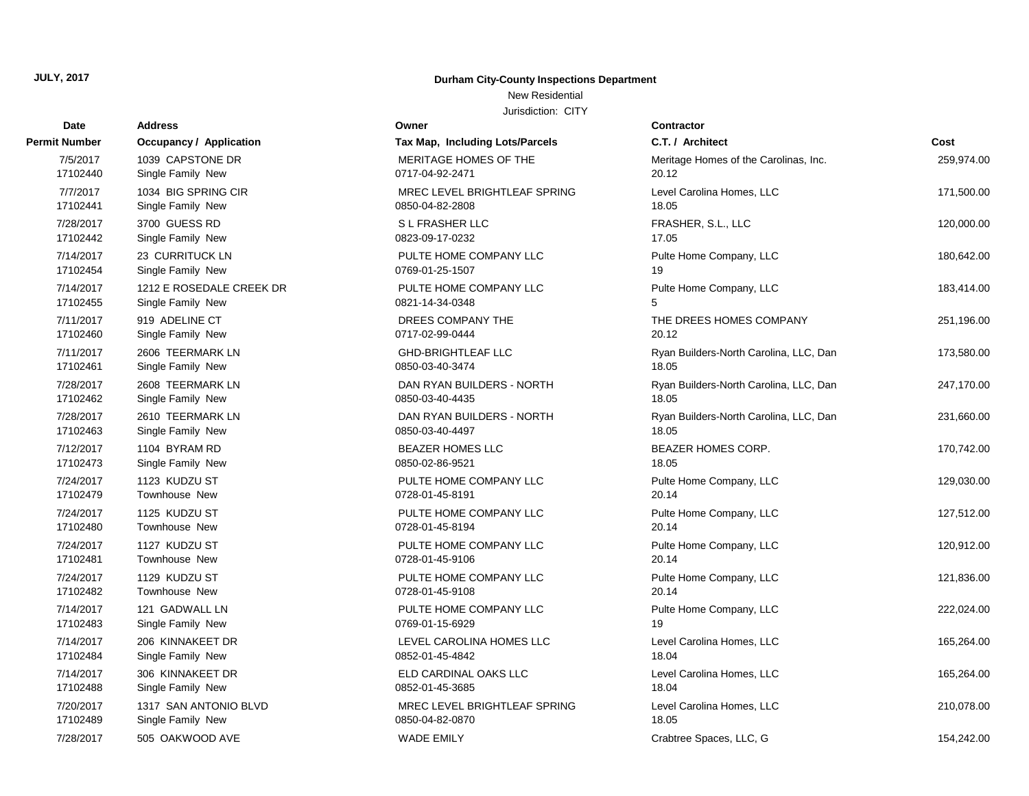**JULY, 2017**

**Durham City-County Inspections Department**

New Residential

Jurisdiction: CITY

| Date / Permit Number | Address / Occupancy / Application | Owner / Tax Map, Including Lots/Parcels | Contractor / C.T. / Architect | Cost |
|---|---|---|---|---|
| 7/5/2017<br>17102440 | 1039 CAPSTONE DR<br>Single Family New | MERITAGE HOMES OF THE<br>0717-04-92-2471 | Meritage Homes of the Carolinas, Inc.<br>20.12 | 259,974.00 |
| 7/7/2017<br>17102441 | 1034 BIG SPRING CIR<br>Single Family New | MREC LEVEL BRIGHTLEAF SPRING<br>0850-04-82-2808 | Level Carolina Homes, LLC<br>18.05 | 171,500.00 |
| 7/28/2017<br>17102442 | 3700 GUESS RD<br>Single Family New | S L FRASHER LLC<br>0823-09-17-0232 | FRASHER, S.L., LLC<br>17.05 | 120,000.00 |
| 7/14/2017<br>17102454 | 23 CURRITUCK LN<br>Single Family New | PULTE HOME COMPANY LLC<br>0769-01-25-1507 | Pulte Home Company, LLC<br>19 | 180,642.00 |
| 7/14/2017<br>17102455 | 1212 E ROSEDALE CREEK DR<br>Single Family New | PULTE HOME COMPANY LLC<br>0821-14-34-0348 | Pulte Home Company, LLC<br>5 | 183,414.00 |
| 7/11/2017<br>17102460 | 919 ADELINE CT<br>Single Family New | DREES COMPANY THE<br>0717-02-99-0444 | THE DREES HOMES COMPANY<br>20.12 | 251,196.00 |
| 7/11/2017<br>17102461 | 2606 TEERMARK LN<br>Single Family New | GHD-BRIGHTLEAF LLC<br>0850-03-40-3474 | Ryan Builders-North Carolina, LLC, Dan<br>18.05 | 173,580.00 |
| 7/28/2017<br>17102462 | 2608 TEERMARK LN<br>Single Family New | DAN RYAN BUILDERS - NORTH<br>0850-03-40-4435 | Ryan Builders-North Carolina, LLC, Dan<br>18.05 | 247,170.00 |
| 7/28/2017<br>17102463 | 2610 TEERMARK LN<br>Single Family New | DAN RYAN BUILDERS - NORTH<br>0850-03-40-4497 | Ryan Builders-North Carolina, LLC, Dan<br>18.05 | 231,660.00 |
| 7/12/2017<br>17102473 | 1104 BYRAM RD<br>Single Family New | BEAZER HOMES LLC<br>0850-02-86-9521 | BEAZER HOMES CORP.<br>18.05 | 170,742.00 |
| 7/24/2017<br>17102479 | 1123 KUDZU ST<br>Townhouse New | PULTE HOME COMPANY LLC<br>0728-01-45-8191 | Pulte Home Company, LLC<br>20.14 | 129,030.00 |
| 7/24/2017<br>17102480 | 1125 KUDZU ST<br>Townhouse New | PULTE HOME COMPANY LLC<br>0728-01-45-8194 | Pulte Home Company, LLC<br>20.14 | 127,512.00 |
| 7/24/2017<br>17102481 | 1127 KUDZU ST<br>Townhouse New | PULTE HOME COMPANY LLC<br>0728-01-45-9106 | Pulte Home Company, LLC<br>20.14 | 120,912.00 |
| 7/24/2017<br>17102482 | 1129 KUDZU ST<br>Townhouse New | PULTE HOME COMPANY LLC<br>0728-01-45-9108 | Pulte Home Company, LLC<br>20.14 | 121,836.00 |
| 7/14/2017<br>17102483 | 121 GADWALL LN<br>Single Family New | PULTE HOME COMPANY LLC<br>0769-01-15-6929 | Pulte Home Company, LLC<br>19 | 222,024.00 |
| 7/14/2017<br>17102484 | 206 KINNAKEET DR<br>Single Family New | LEVEL CAROLINA HOMES LLC<br>0852-01-45-4842 | Level Carolina Homes, LLC<br>18.04 | 165,264.00 |
| 7/14/2017<br>17102488 | 306 KINNAKEET DR<br>Single Family New | ELD CARDINAL OAKS LLC<br>0852-01-45-3685 | Level Carolina Homes, LLC<br>18.04 | 165,264.00 |
| 7/20/2017<br>17102489 | 1317 SAN ANTONIO BLVD<br>Single Family New | MREC LEVEL BRIGHTLEAF SPRING<br>0850-04-82-0870 | Level Carolina Homes, LLC<br>18.05 | 210,078.00 |
| 7/28/2017 | 505 OAKWOOD AVE | WADE EMILY | Crabtree Spaces, LLC, G | 154,242.00 |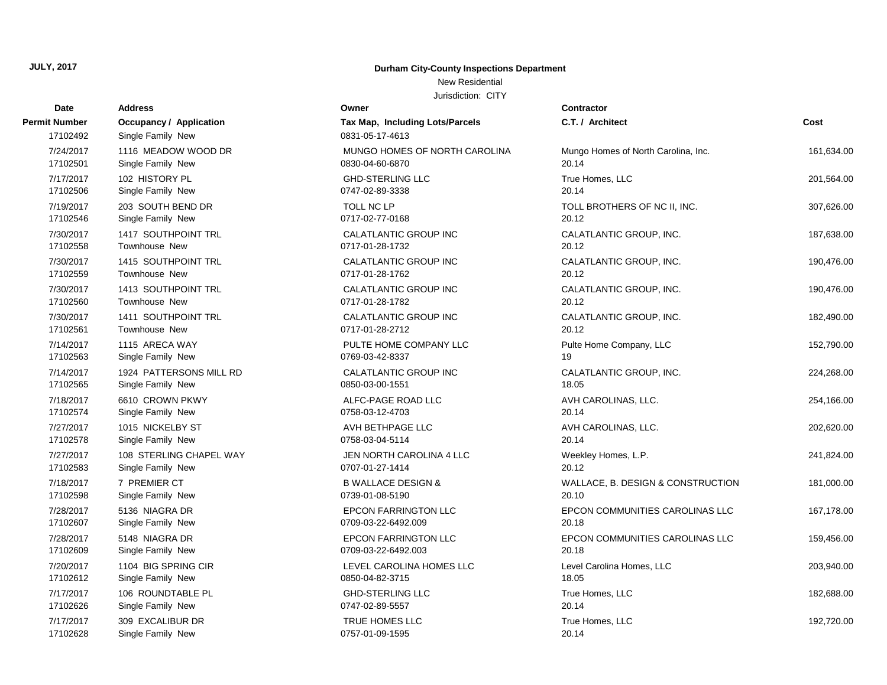**JULY, 2017**

**Durham City-County Inspections Department**

New Residential

Jurisdiction: CITY

| Date | Address | Owner | Contractor | |
|---|---|---|---|---|
| **Permit Number** | **Occupancy / Application** | **Tax Map, Including Lots/Parcels** | **C.T. / Architect** | **Cost** |
| 17102492 | Single Family New | 0831-05-17-4613 | | |
| 7/24/2017 | 1116 MEADOW WOOD DR | MUNGO HOMES OF NORTH CAROLINA | Mungo Homes of North Carolina, Inc. | 161,634.00 |
| 17102501 | Single Family New | 0830-04-60-6870 | 20.14 | |
| 7/17/2017 | 102 HISTORY PL | GHD-STERLING LLC | True Homes, LLC | 201,564.00 |
| 17102506 | Single Family New | 0747-02-89-3338 | 20.14 | |
| 7/19/2017 | 203 SOUTH BEND DR | TOLL NC LP | TOLL BROTHERS OF NC II, INC. | 307,626.00 |
| 17102546 | Single Family New | 0717-02-77-0168 | 20.12 | |
| 7/30/2017 | 1417 SOUTHPOINT TRL | CALATLANTIC GROUP INC | CALATLANTIC GROUP, INC. | 187,638.00 |
| 17102558 | Townhouse New | 0717-01-28-1732 | 20.12 | |
| 7/30/2017 | 1415 SOUTHPOINT TRL | CALATLANTIC GROUP INC | CALATLANTIC GROUP, INC. | 190,476.00 |
| 17102559 | Townhouse New | 0717-01-28-1762 | 20.12 | |
| 7/30/2017 | 1413 SOUTHPOINT TRL | CALATLANTIC GROUP INC | CALATLANTIC GROUP, INC. | 190,476.00 |
| 17102560 | Townhouse New | 0717-01-28-1782 | 20.12 | |
| 7/30/2017 | 1411 SOUTHPOINT TRL | CALATLANTIC GROUP INC | CALATLANTIC GROUP, INC. | 182,490.00 |
| 17102561 | Townhouse New | 0717-01-28-2712 | 20.12 | |
| 7/14/2017 | 1115 ARECA WAY | PULTE HOME COMPANY LLC | Pulte Home Company, LLC | 152,790.00 |
| 17102563 | Single Family New | 0769-03-42-8337 | 19 | |
| 7/14/2017 | 1924 PATTERSONS MILL RD | CALATLANTIC GROUP INC | CALATLANTIC GROUP, INC. | 224,268.00 |
| 17102565 | Single Family New | 0850-03-00-1551 | 18.05 | |
| 7/18/2017 | 6610 CROWN PKWY | ALFC-PAGE ROAD LLC | AVH CAROLINAS, LLC. | 254,166.00 |
| 17102574 | Single Family New | 0758-03-12-4703 | 20.14 | |
| 7/27/2017 | 1015 NICKELBY ST | AVH BETHPAGE LLC | AVH CAROLINAS, LLC. | 202,620.00 |
| 17102578 | Single Family New | 0758-03-04-5114 | 20.14 | |
| 7/27/2017 | 108 STERLING CHAPEL WAY | JEN NORTH CAROLINA 4 LLC | Weekley Homes, L.P. | 241,824.00 |
| 17102583 | Single Family New | 0707-01-27-1414 | 20.12 | |
| 7/18/2017 | 7 PREMIER CT | B WALLACE DESIGN & | WALLACE, B. DESIGN & CONSTRUCTION | 181,000.00 |
| 17102598 | Single Family New | 0739-01-08-5190 | 20.10 | |
| 7/28/2017 | 5136 NIAGRA DR | EPCON FARRINGTON LLC | EPCON COMMUNITIES CAROLINAS LLC | 167,178.00 |
| 17102607 | Single Family New | 0709-03-22-6492.009 | 20.18 | |
| 7/28/2017 | 5148 NIAGRA DR | EPCON FARRINGTON LLC | EPCON COMMUNITIES CAROLINAS LLC | 159,456.00 |
| 17102609 | Single Family New | 0709-03-22-6492.003 | 20.18 | |
| 7/20/2017 | 1104 BIG SPRING CIR | LEVEL CAROLINA HOMES LLC | Level Carolina Homes, LLC | 203,940.00 |
| 17102612 | Single Family New | 0850-04-82-3715 | 18.05 | |
| 7/17/2017 | 106 ROUNDTABLE PL | GHD-STERLING LLC | True Homes, LLC | 182,688.00 |
| 17102626 | Single Family New | 0747-02-89-5557 | 20.14 | |
| 7/17/2017 | 309 EXCALIBUR DR | TRUE HOMES LLC | True Homes, LLC | 192,720.00 |
| 17102628 | Single Family New | 0757-01-09-1595 | 20.14 | |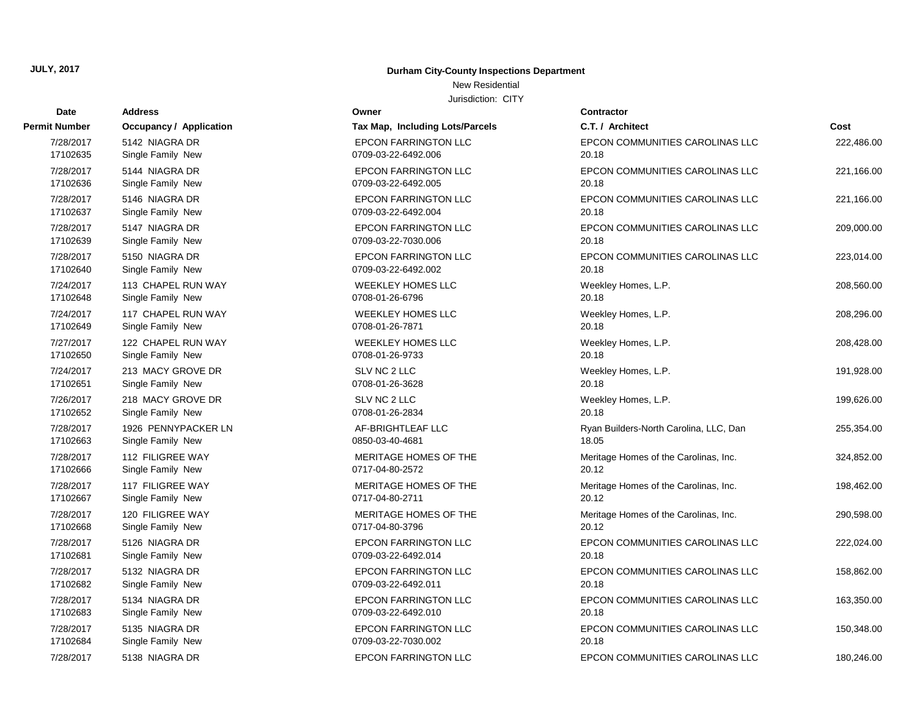**JULY, 2017**

**Durham City-County Inspections Department**

New Residential

Jurisdiction: CITY

| Date / Permit Number | Address / Occupancy / Application | Owner / Tax Map, Including Lots/Parcels | Contractor / C.T. / Architect | Cost |
|---|---|---|---|---|
| 7/28/2017<br>17102635 | 5142 NIAGRA DR<br>Single Family New | EPCON FARRINGTON LLC<br>0709-03-22-6492.006 | EPCON COMMUNITIES CAROLINAS LLC<br>20.18 | 222,486.00 |
| 7/28/2017<br>17102636 | 5144 NIAGRA DR<br>Single Family New | EPCON FARRINGTON LLC<br>0709-03-22-6492.005 | EPCON COMMUNITIES CAROLINAS LLC<br>20.18 | 221,166.00 |
| 7/28/2017<br>17102637 | 5146 NIAGRA DR<br>Single Family New | EPCON FARRINGTON LLC<br>0709-03-22-6492.004 | EPCON COMMUNITIES CAROLINAS LLC<br>20.18 | 221,166.00 |
| 7/28/2017<br>17102639 | 5147 NIAGRA DR<br>Single Family New | EPCON FARRINGTON LLC<br>0709-03-22-7030.006 | EPCON COMMUNITIES CAROLINAS LLC<br>20.18 | 209,000.00 |
| 7/28/2017<br>17102640 | 5150 NIAGRA DR<br>Single Family New | EPCON FARRINGTON LLC<br>0709-03-22-6492.002 | EPCON COMMUNITIES CAROLINAS LLC<br>20.18 | 223,014.00 |
| 7/24/2017<br>17102648 | 113 CHAPEL RUN WAY<br>Single Family New | WEEKLEY HOMES LLC<br>0708-01-26-6796 | Weekley Homes, L.P.<br>20.18 | 208,560.00 |
| 7/24/2017<br>17102649 | 117 CHAPEL RUN WAY<br>Single Family New | WEEKLEY HOMES LLC<br>0708-01-26-7871 | Weekley Homes, L.P.<br>20.18 | 208,296.00 |
| 7/27/2017<br>17102650 | 122 CHAPEL RUN WAY<br>Single Family New | WEEKLEY HOMES LLC<br>0708-01-26-9733 | Weekley Homes, L.P.<br>20.18 | 208,428.00 |
| 7/24/2017<br>17102651 | 213 MACY GROVE DR<br>Single Family New | SLV NC 2 LLC<br>0708-01-26-3628 | Weekley Homes, L.P.<br>20.18 | 191,928.00 |
| 7/26/2017<br>17102652 | 218 MACY GROVE DR<br>Single Family New | SLV NC 2 LLC<br>0708-01-26-2834 | Weekley Homes, L.P.<br>20.18 | 199,626.00 |
| 7/28/2017<br>17102663 | 1926 PENNYPACKER LN<br>Single Family New | AF-BRIGHTLEAF LLC<br>0850-03-40-4681 | Ryan Builders-North Carolina, LLC, Dan<br>18.05 | 255,354.00 |
| 7/28/2017<br>17102666 | 112 FILIGREE WAY<br>Single Family New | MERITAGE HOMES OF THE<br>0717-04-80-2572 | Meritage Homes of the Carolinas, Inc.<br>20.12 | 324,852.00 |
| 7/28/2017<br>17102667 | 117 FILIGREE WAY<br>Single Family New | MERITAGE HOMES OF THE<br>0717-04-80-2711 | Meritage Homes of the Carolinas, Inc.<br>20.12 | 198,462.00 |
| 7/28/2017<br>17102668 | 120 FILIGREE WAY<br>Single Family New | MERITAGE HOMES OF THE<br>0717-04-80-3796 | Meritage Homes of the Carolinas, Inc.<br>20.12 | 290,598.00 |
| 7/28/2017<br>17102681 | 5126 NIAGRA DR<br>Single Family New | EPCON FARRINGTON LLC<br>0709-03-22-6492.014 | EPCON COMMUNITIES CAROLINAS LLC<br>20.18 | 222,024.00 |
| 7/28/2017<br>17102682 | 5132 NIAGRA DR<br>Single Family New | EPCON FARRINGTON LLC<br>0709-03-22-6492.011 | EPCON COMMUNITIES CAROLINAS LLC<br>20.18 | 158,862.00 |
| 7/28/2017<br>17102683 | 5134 NIAGRA DR<br>Single Family New | EPCON FARRINGTON LLC<br>0709-03-22-6492.010 | EPCON COMMUNITIES CAROLINAS LLC<br>20.18 | 163,350.00 |
| 7/28/2017<br>17102684 | 5135 NIAGRA DR<br>Single Family New | EPCON FARRINGTON LLC<br>0709-03-22-7030.002 | EPCON COMMUNITIES CAROLINAS LLC<br>20.18 | 150,348.00 |
| 7/28/2017 | 5138 NIAGRA DR | EPCON FARRINGTON LLC | EPCON COMMUNITIES CAROLINAS LLC | 180,246.00 |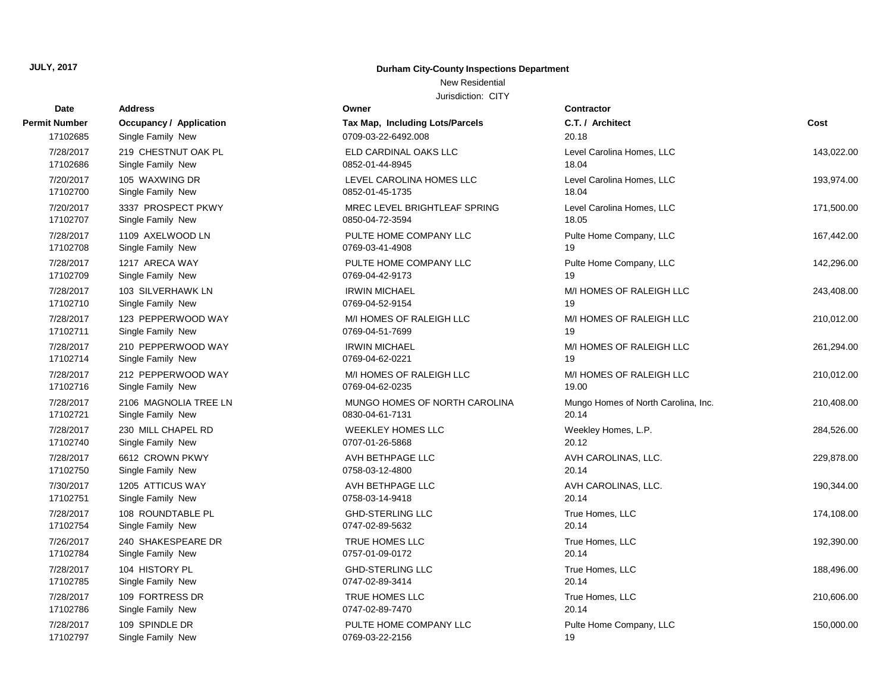**JULY, 2017**

**Durham City-County Inspections Department**

New Residential

Jurisdiction: CITY

| Date<br>Permit Number | Address<br>Occupancy / Application | Owner<br>Tax Map, Including Lots/Parcels | Contractor<br>C.T. / Architect | Cost |
|---|---|---|---|---|
| 17102685 | Single Family New | 0709-03-22-6492.008 | 20.18 | |
| 7/28/2017 | 219 CHESTNUT OAK PL | ELD CARDINAL OAKS LLC | Level Carolina Homes, LLC | 143,022.00 |
| 17102686 | Single Family New | 0852-01-44-8945 | 18.04 | |
| 7/20/2017 | 105 WAXWING DR | LEVEL CAROLINA HOMES LLC | Level Carolina Homes, LLC | 193,974.00 |
| 17102700 | Single Family New | 0852-01-45-1735 | 18.04 | |
| 7/20/2017 | 3337 PROSPECT PKWY | MREC LEVEL BRIGHTLEAF SPRING | Level Carolina Homes, LLC | 171,500.00 |
| 17102707 | Single Family New | 0850-04-72-3594 | 18.05 | |
| 7/28/2017 | 1109 AXELWOOD LN | PULTE HOME COMPANY LLC | Pulte Home Company, LLC | 167,442.00 |
| 17102708 | Single Family New | 0769-03-41-4908 | 19 | |
| 7/28/2017 | 1217 ARECA WAY | PULTE HOME COMPANY LLC | Pulte Home Company, LLC | 142,296.00 |
| 17102709 | Single Family New | 0769-04-42-9173 | 19 | |
| 7/28/2017 | 103 SILVERHAWK LN | IRWIN MICHAEL | M/I HOMES OF RALEIGH LLC | 243,408.00 |
| 17102710 | Single Family New | 0769-04-52-9154 | 19 | |
| 7/28/2017 | 123 PEPPERWOOD WAY | M/I HOMES OF RALEIGH LLC | M/I HOMES OF RALEIGH LLC | 210,012.00 |
| 17102711 | Single Family New | 0769-04-51-7699 | 19 | |
| 7/28/2017 | 210 PEPPERWOOD WAY | IRWIN MICHAEL | M/I HOMES OF RALEIGH LLC | 261,294.00 |
| 17102714 | Single Family New | 0769-04-62-0221 | 19 | |
| 7/28/2017 | 212 PEPPERWOOD WAY | M/I HOMES OF RALEIGH LLC | M/I HOMES OF RALEIGH LLC | 210,012.00 |
| 17102716 | Single Family New | 0769-04-62-0235 | 19.00 | |
| 7/28/2017 | 2106 MAGNOLIA TREE LN | MUNGO HOMES OF NORTH CAROLINA | Mungo Homes of North Carolina, Inc. | 210,408.00 |
| 17102721 | Single Family New | 0830-04-61-7131 | 20.14 | |
| 7/28/2017 | 230 MILL CHAPEL RD | WEEKLEY HOMES LLC | Weekley Homes, L.P. | 284,526.00 |
| 17102740 | Single Family New | 0707-01-26-5868 | 20.12 | |
| 7/28/2017 | 6612 CROWN PKWY | AVH BETHPAGE LLC | AVH CAROLINAS, LLC. | 229,878.00 |
| 17102750 | Single Family New | 0758-03-12-4800 | 20.14 | |
| 7/30/2017 | 1205 ATTICUS WAY | AVH BETHPAGE LLC | AVH CAROLINAS, LLC. | 190,344.00 |
| 17102751 | Single Family New | 0758-03-14-9418 | 20.14 | |
| 7/28/2017 | 108 ROUNDTABLE PL | GHD-STERLING LLC | True Homes, LLC | 174,108.00 |
| 17102754 | Single Family New | 0747-02-89-5632 | 20.14 | |
| 7/26/2017 | 240 SHAKESPEARE DR | TRUE HOMES LLC | True Homes, LLC | 192,390.00 |
| 17102784 | Single Family New | 0757-01-09-0172 | 20.14 | |
| 7/28/2017 | 104 HISTORY PL | GHD-STERLING LLC | True Homes, LLC | 188,496.00 |
| 17102785 | Single Family New | 0747-02-89-3414 | 20.14 | |
| 7/28/2017 | 109 FORTRESS DR | TRUE HOMES LLC | True Homes, LLC | 210,606.00 |
| 17102786 | Single Family New | 0747-02-89-7470 | 20.14 | |
| 7/28/2017 | 109 SPINDLE DR | PULTE HOME COMPANY LLC | Pulte Home Company, LLC | 150,000.00 |
| 17102797 | Single Family New | 0769-03-22-2156 | 19 | |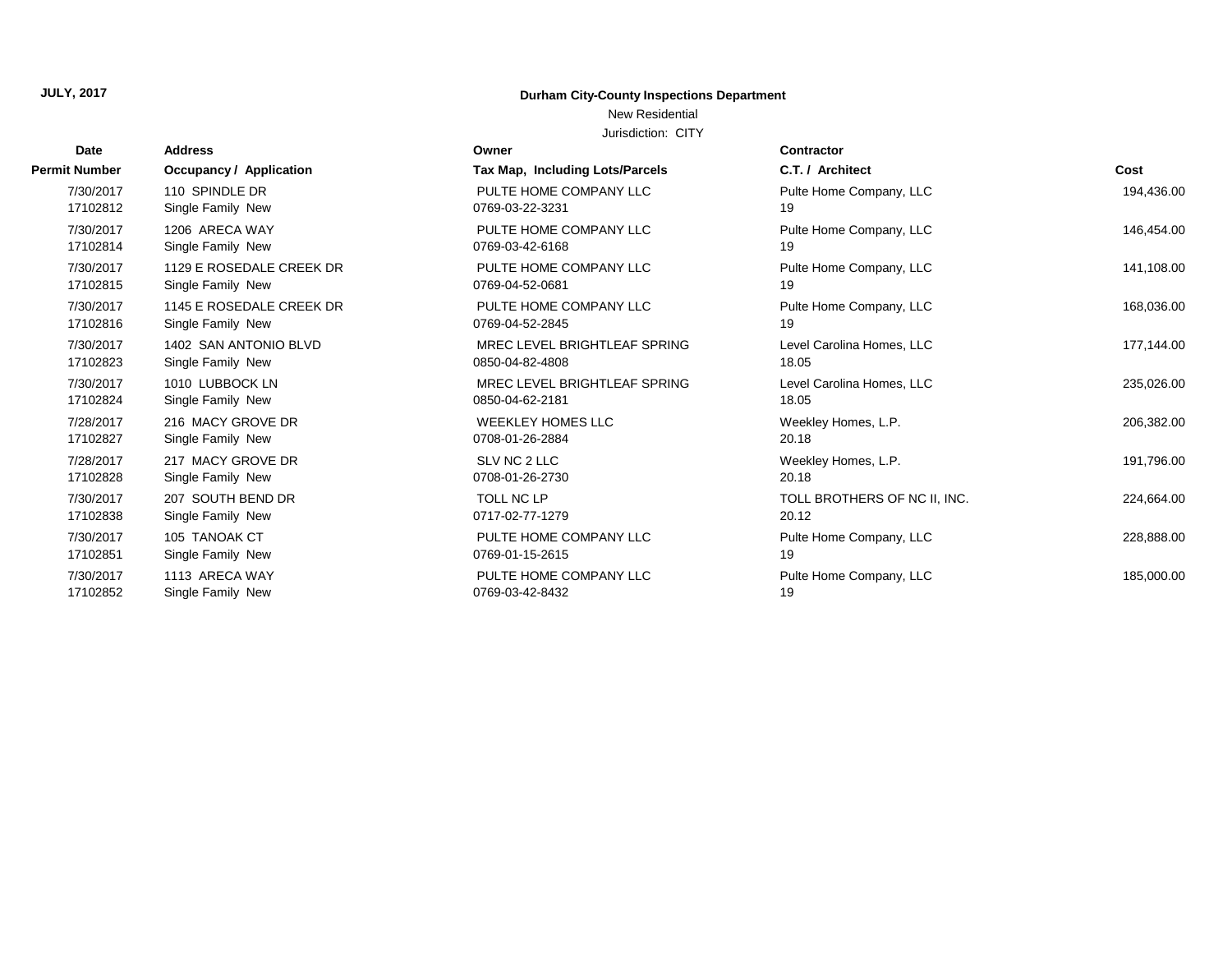**JULY, 2017**

**Durham City-County Inspections Department**

New Residential

Jurisdiction: CITY

| Date / Permit Number | Address / Occupancy / Application | Owner / Tax Map, Including Lots/Parcels | Contractor / C.T. / Architect | Cost |
|---|---|---|---|---|
| 7/30/2017<br>17102812 | 110 SPINDLE DR<br>Single Family New | PULTE HOME COMPANY LLC<br>0769-03-22-3231 | Pulte Home Company, LLC<br>19 | 194,436.00 |
| 7/30/2017<br>17102814 | 1206 ARECA WAY<br>Single Family New | PULTE HOME COMPANY LLC<br>0769-03-42-6168 | Pulte Home Company, LLC<br>19 | 146,454.00 |
| 7/30/2017<br>17102815 | 1129 E ROSEDALE CREEK DR<br>Single Family New | PULTE HOME COMPANY LLC<br>0769-04-52-0681 | Pulte Home Company, LLC<br>19 | 141,108.00 |
| 7/30/2017<br>17102816 | 1145 E ROSEDALE CREEK DR<br>Single Family New | PULTE HOME COMPANY LLC<br>0769-04-52-2845 | Pulte Home Company, LLC<br>19 | 168,036.00 |
| 7/30/2017<br>17102823 | 1402 SAN ANTONIO BLVD<br>Single Family New | MREC LEVEL BRIGHTLEAF SPRING<br>0850-04-82-4808 | Level Carolina Homes, LLC<br>18.05 | 177,144.00 |
| 7/30/2017<br>17102824 | 1010 LUBBOCK LN<br>Single Family New | MREC LEVEL BRIGHTLEAF SPRING<br>0850-04-62-2181 | Level Carolina Homes, LLC<br>18.05 | 235,026.00 |
| 7/28/2017<br>17102827 | 216 MACY GROVE DR<br>Single Family New | WEEKLEY HOMES LLC<br>0708-01-26-2884 | Weekley Homes, L.P.<br>20.18 | 206,382.00 |
| 7/28/2017<br>17102828 | 217 MACY GROVE DR<br>Single Family New | SLV NC 2 LLC<br>0708-01-26-2730 | Weekley Homes, L.P.<br>20.18 | 191,796.00 |
| 7/30/2017<br>17102838 | 207 SOUTH BEND DR<br>Single Family New | TOLL NC LP<br>0717-02-77-1279 | TOLL BROTHERS OF NC II, INC.<br>20.12 | 224,664.00 |
| 7/30/2017<br>17102851 | 105 TANOAK CT<br>Single Family New | PULTE HOME COMPANY LLC<br>0769-01-15-2615 | Pulte Home Company, LLC<br>19 | 228,888.00 |
| 7/30/2017<br>17102852 | 1113 ARECA WAY<br>Single Family New | PULTE HOME COMPANY LLC<br>0769-03-42-8432 | Pulte Home Company, LLC<br>19 | 185,000.00 |